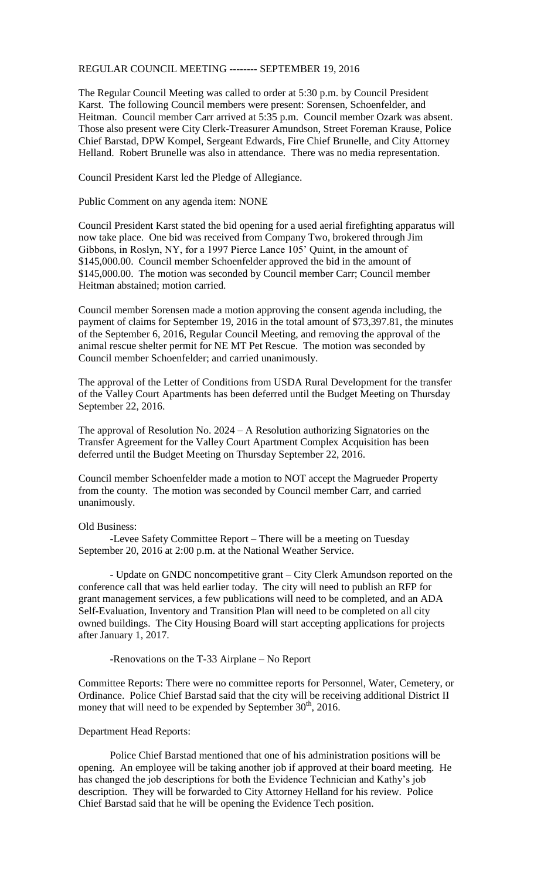REGULAR COUNCIL MEETING -------- SEPTEMBER 19, 2016

The Regular Council Meeting was called to order at 5:30 p.m. by Council President Karst. The following Council members were present: Sorensen, Schoenfelder, and Heitman. Council member Carr arrived at 5:35 p.m. Council member Ozark was absent. Those also present were City Clerk-Treasurer Amundson, Street Foreman Krause, Police Chief Barstad, DPW Kompel, Sergeant Edwards, Fire Chief Brunelle, and City Attorney Helland. Robert Brunelle was also in attendance. There was no media representation.

Council President Karst led the Pledge of Allegiance.

Public Comment on any agenda item: NONE

Council President Karst stated the bid opening for a used aerial firefighting apparatus will now take place. One bid was received from Company Two, brokered through Jim Gibbons, in Roslyn, NY, for a 1997 Pierce Lance 105' Quint, in the amount of \$145,000.00. Council member Schoenfelder approved the bid in the amount of \$145,000.00. The motion was seconded by Council member Carr; Council member Heitman abstained; motion carried.

Council member Sorensen made a motion approving the consent agenda including, the payment of claims for September 19, 2016 in the total amount of \$73,397.81, the minutes of the September 6, 2016, Regular Council Meeting, and removing the approval of the animal rescue shelter permit for NE MT Pet Rescue. The motion was seconded by Council member Schoenfelder; and carried unanimously.

The approval of the Letter of Conditions from USDA Rural Development for the transfer of the Valley Court Apartments has been deferred until the Budget Meeting on Thursday September 22, 2016.

The approval of Resolution No. 2024 – A Resolution authorizing Signatories on the Transfer Agreement for the Valley Court Apartment Complex Acquisition has been deferred until the Budget Meeting on Thursday September 22, 2016.

Council member Schoenfelder made a motion to NOT accept the Magrueder Property from the county. The motion was seconded by Council member Carr, and carried unanimously.

Old Business:

-Levee Safety Committee Report – There will be a meeting on Tuesday September 20, 2016 at 2:00 p.m. at the National Weather Service.

- Update on GNDC noncompetitive grant – City Clerk Amundson reported on the conference call that was held earlier today. The city will need to publish an RFP for grant management services, a few publications will need to be completed, and an ADA Self-Evaluation, Inventory and Transition Plan will need to be completed on all city owned buildings. The City Housing Board will start accepting applications for projects after January 1, 2017.

-Renovations on the T-33 Airplane – No Report

Committee Reports: There were no committee reports for Personnel, Water, Cemetery, or Ordinance. Police Chief Barstad said that the city will be receiving additional District II money that will need to be expended by September 30th, 2016.

Department Head Reports:

Police Chief Barstad mentioned that one of his administration positions will be opening. An employee will be taking another job if approved at their board meeting. He has changed the job descriptions for both the Evidence Technician and Kathy's job description. They will be forwarded to City Attorney Helland for his review. Police Chief Barstad said that he will be opening the Evidence Tech position.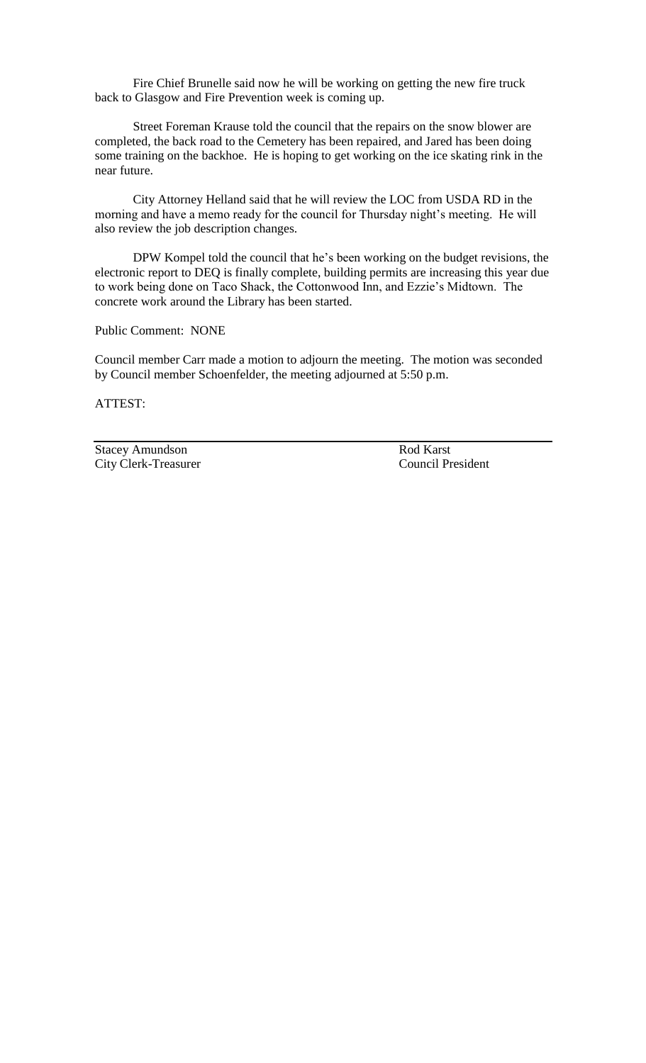Fire Chief Brunelle said now he will be working on getting the new fire truck back to Glasgow and Fire Prevention week is coming up.

Street Foreman Krause told the council that the repairs on the snow blower are completed, the back road to the Cemetery has been repaired, and Jared has been doing some training on the backhoe. He is hoping to get working on the ice skating rink in the near future.

City Attorney Helland said that he will review the LOC from USDA RD in the morning and have a memo ready for the council for Thursday night's meeting. He will also review the job description changes.

DPW Kompel told the council that he's been working on the budget revisions, the electronic report to DEQ is finally complete, building permits are increasing this year due to work being done on Taco Shack, the Cottonwood Inn, and Ezzie's Midtown. The concrete work around the Library has been started.

Public Comment: NONE

Council member Carr made a motion to adjourn the meeting. The motion was seconded by Council member Schoenfelder, the meeting adjourned at 5:50 p.m.

ATTEST:

Stacey Amundson
City Clerk-Treasurer

Rod Karst
Council President